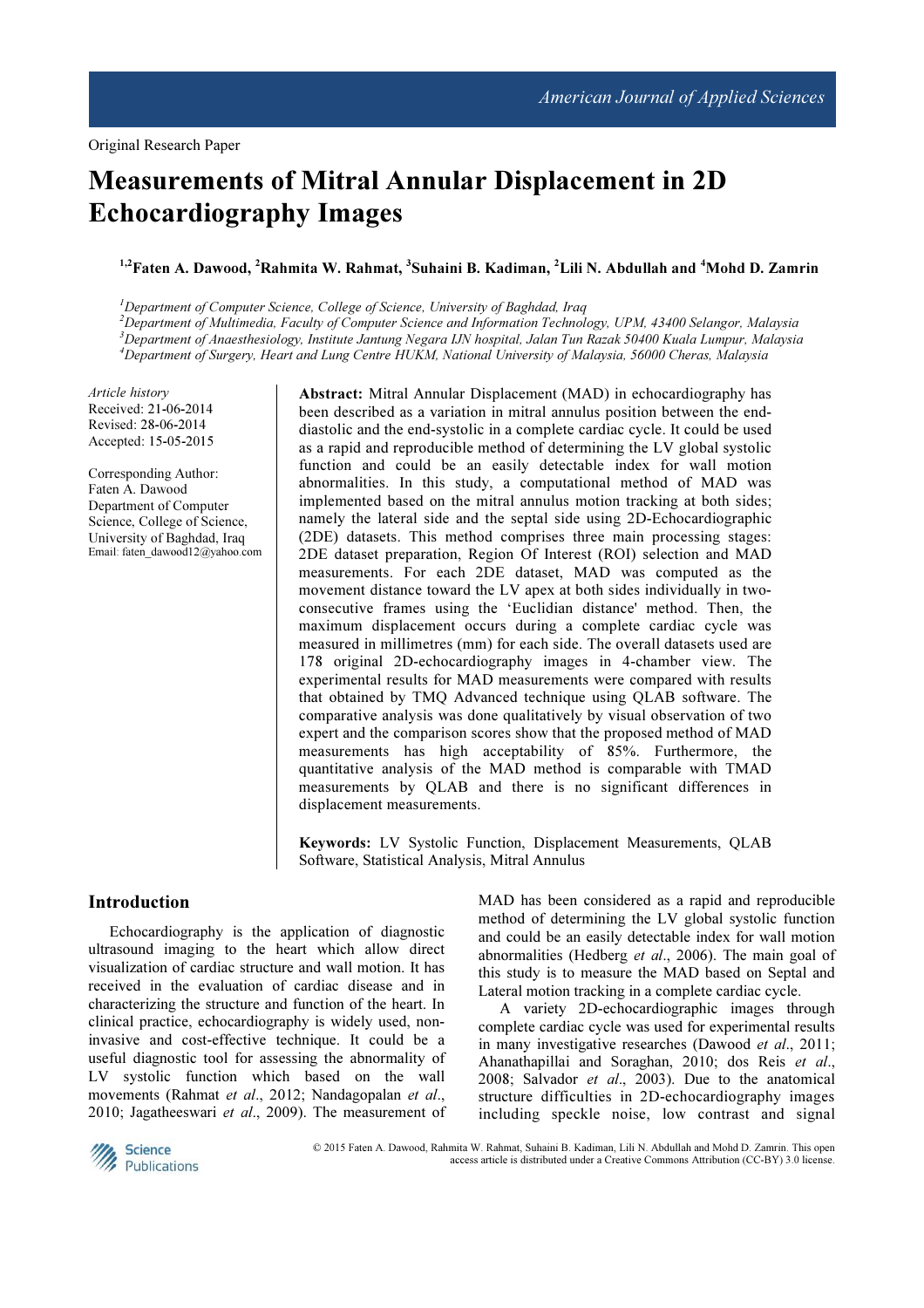Original Research Paper

# Measurements of Mitral Annular Displacement in 2D Echocardiography Images

**[1,2]Faten A. Dawood, [2]Rahmita W. Rahmat, [3]Suhaini B. Kadiman, [2]Lili N. Abdullah and [4]Mohd D. Zamrin**

*[1]Department of Computer Science, College of Science, University of Baghdad, Iraq*
*[2]Department of Multimedia, Faculty of Computer Science and Information Technology, UPM, 43400 Selangor, Malaysia*
*[3]Department of Anaesthesiology, Institute Jantung Negara IJN hospital, Jalan Tun Razak 50400 Kuala Lumpur, Malaysia*
*[4]Department of Surgery, Heart and Lung Centre HUKM, National University of Malaysia, 56000 Cheras, Malaysia*

*Article history*
Received: 21-06-2014
Revised: 28-06-2014
Accepted: 15-05-2015

Corresponding Author:
Faten A. Dawood
Department of Computer Science, College of Science, University of Baghdad, Iraq
Email: faten_dawood12@yahoo.com

**Abstract:** Mitral Annular Displacement (MAD) in echocardiography has been described as a variation in mitral annulus position between the end-diastolic and the end-systolic in a complete cardiac cycle. It could be used as a rapid and reproducible method of determining the LV global systolic function and could be an easily detectable index for wall motion abnormalities. In this study, a computational method of MAD was implemented based on the mitral annulus motion tracking at both sides; namely the lateral side and the septal side using 2D-Echocardiographic (2DE) datasets. This method comprises three main processing stages: 2DE dataset preparation, Region Of Interest (ROI) selection and MAD measurements. For each 2DE dataset, MAD was computed as the movement distance toward the LV apex at both sides individually in two-consecutive frames using the 'Euclidian distance' method. Then, the maximum displacement occurs during a complete cardiac cycle was measured in millimetres (mm) for each side. The overall datasets used are 178 original 2D-echocardiography images in 4-chamber view. The experimental results for MAD measurements were compared with results that obtained by TMQ Advanced technique using QLAB software. The comparative analysis was done qualitatively by visual observation of two expert and the comparison scores show that the proposed method of MAD measurements has high acceptability of 85%. Furthermore, the quantitative analysis of the MAD method is comparable with TMAD measurements by QLAB and there is no significant differences in displacement measurements.

**Keywords:** LV Systolic Function, Displacement Measurements, QLAB Software, Statistical Analysis, Mitral Annulus

## Introduction

Echocardiography is the application of diagnostic ultrasound imaging to the heart which allow direct visualization of cardiac structure and wall motion. It has received in the evaluation of cardiac disease and in characterizing the structure and function of the heart. In clinical practice, echocardiography is widely used, non-invasive and cost-effective technique. It could be a useful diagnostic tool for assessing the abnormality of LV systolic function which based on the wall movements (Rahmat *et al*., 2012; Nandagopalan *et al*., 2010; Jagatheeswari *et al*., 2009). The measurement of MAD has been considered as a rapid and reproducible method of determining the LV global systolic function and could be an easily detectable index for wall motion abnormalities (Hedberg *et al*., 2006). The main goal of this study is to measure the MAD based on Septal and Lateral motion tracking in a complete cardiac cycle.

A variety 2D-echocardiographic images through complete cardiac cycle was used for experimental results in many investigative researches (Dawood *et al*., 2011; Ahanathapillai and Soraghan, 2010; dos Reis *et al*., 2008; Salvador *et al*., 2003). Due to the anatomical structure difficulties in 2D-echocardiography images including speckle noise, low contrast and signal

© 2015 Faten A. Dawood, Rahmita W. Rahmat, Suhaini B. Kadiman, Lili N. Abdullah and Mohd D. Zamrin. This open access article is distributed under a Creative Commons Attribution (CC-BY) 3.0 license.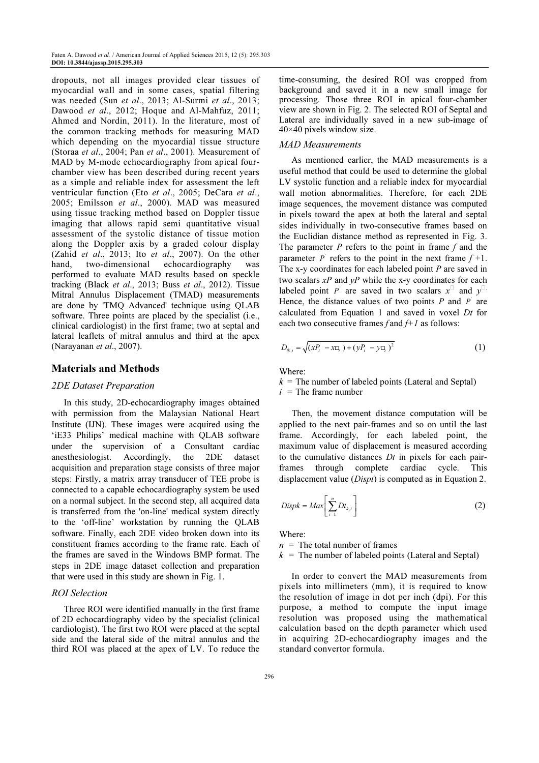dropouts, not all images provided clear tissues of myocardial wall and in some cases, spatial filtering was needed (Sun *et al*., 2013; Al-Surmi *et al*., 2013; Dawood *et al*., 2012; Hoque and Al-Mahfuz, 2011; Ahmed and Nordin, 2011). In the literature, most of the common tracking methods for measuring MAD which depending on the myocardial tissue structure (Storaa *et al*., 2004; Pan *et al*., 2001). Measurement of MAD by M-mode echocardiography from apical four-chamber view has been described during recent years as a simple and reliable index for assessment the left ventricular function (Eto *et al*., 2005; DeCara *et al*., 2005; Emilsson *et al*., 2000). MAD was measured using tissue tracking method based on Doppler tissue imaging that allows rapid semi quantitative visual assessment of the systolic distance of tissue motion along the Doppler axis by a graded colour display (Zahid *et al*., 2013; Ito *et al*., 2007). On the other hand, two-dimensional echocardiography was performed to evaluate MAD results based on speckle tracking (Black *et al*., 2013; Buss *et al*., 2012). Tissue Mitral Annulus Displacement (TMAD) measurements are done by 'TMQ Advanced' technique using QLAB software. Three points are placed by the specialist (i.e., clinical cardiologist) in the first frame; two at septal and lateral leaflets of mitral annulus and third at the apex (Narayanan *et al*., 2007).

## Materials and Methods

### 2DE Dataset Preparation

In this study, 2D-echocardiography images obtained with permission from the Malaysian National Heart Institute (IJN). These images were acquired using the 'iE33 Philips' medical machine with QLAB software under the supervision of a Consultant cardiac anesthesiologist. Accordingly, the 2DE dataset acquisition and preparation stage consists of three major steps: Firstly, a matrix array transducer of TEE probe is connected to a capable echocardiography system be used on a normal subject. In the second step, all acquired data is transferred from the 'on-line' medical system directly to the 'off-line' workstation by running the QLAB software. Finally, each 2DE video broken down into its constituent frames according to the frame rate. Each of the frames are saved in the Windows BMP format. The steps in 2DE image dataset collection and preparation that were used in this study are shown in Fig. 1.

### ROI Selection

Three ROI were identified manually in the first frame of 2D echocardiography video by the specialist (clinical cardiologist). The first two ROI were placed at the septal side and the lateral side of the mitral annulus and the third ROI was placed at the apex of LV. To reduce the time-consuming, the desired ROI was cropped from background and saved it in a new small image for processing. Those three ROI in apical four-chamber view are shown in Fig. 2. The selected ROI of Septal and Lateral are individually saved in a new sub-image of 40×40 pixels window size.

### MAD Measurements

As mentioned earlier, the MAD measurements is a useful method that could be used to determine the global LV systolic function and a reliable index for myocardial wall motion abnormalities. Therefore, for each 2DE image sequences, the movement distance was computed in pixels toward the apex at both the lateral and septal sides individually in two-consecutive frames based on the Euclidian distance method as represented in Fig. 3. The parameter *P* refers to the point in frame *f* and the parameter $P'$ refers to the point in the next frame *f* +1. The x-y coordinates for each labeled point *P* are saved in two scalars *xP* and *yP* while the x-y coordinates for each labeled point $P'$ are saved in two scalars $x'$ and $y'$. Hence, the distance values of two points *P* and $P'$ are calculated from Equation 1 and saved in voxel *Dt* for each two consecutive frames *f* and *f*+*1* as follows:

$$D_{tk,i} = \sqrt{(xP_i - x'_i) + (yP_i - y'_i)^2} \tag{1}$$

Where:
$k$ = The number of labeled points (Lateral and Septal)
$i$ = The frame number

Then, the movement distance computation will be applied to the next pair-frames and so on until the last frame. Accordingly, for each labeled point, the maximum value of displacement is measured according to the cumulative distances *Dt* in pixels for each pair-frames through complete cardiac cycle. This displacement value (*Dispt*) is computed as in Equation 2.

$$Dispk = Max\left[\sum_{i=1}^{n} Dt_{k,i}\right] \tag{2}$$

Where:
$n$ = The total number of frames
$k$ = The number of labeled points (Lateral and Septal)

In order to convert the MAD measurements from pixels into millimeters (mm), it is required to know the resolution of image in dot per inch (dpi). For this purpose, a method to compute the input image resolution was proposed using the mathematical calculation based on the depth parameter which used in acquiring 2D-echocardiography images and the standard convertor formula.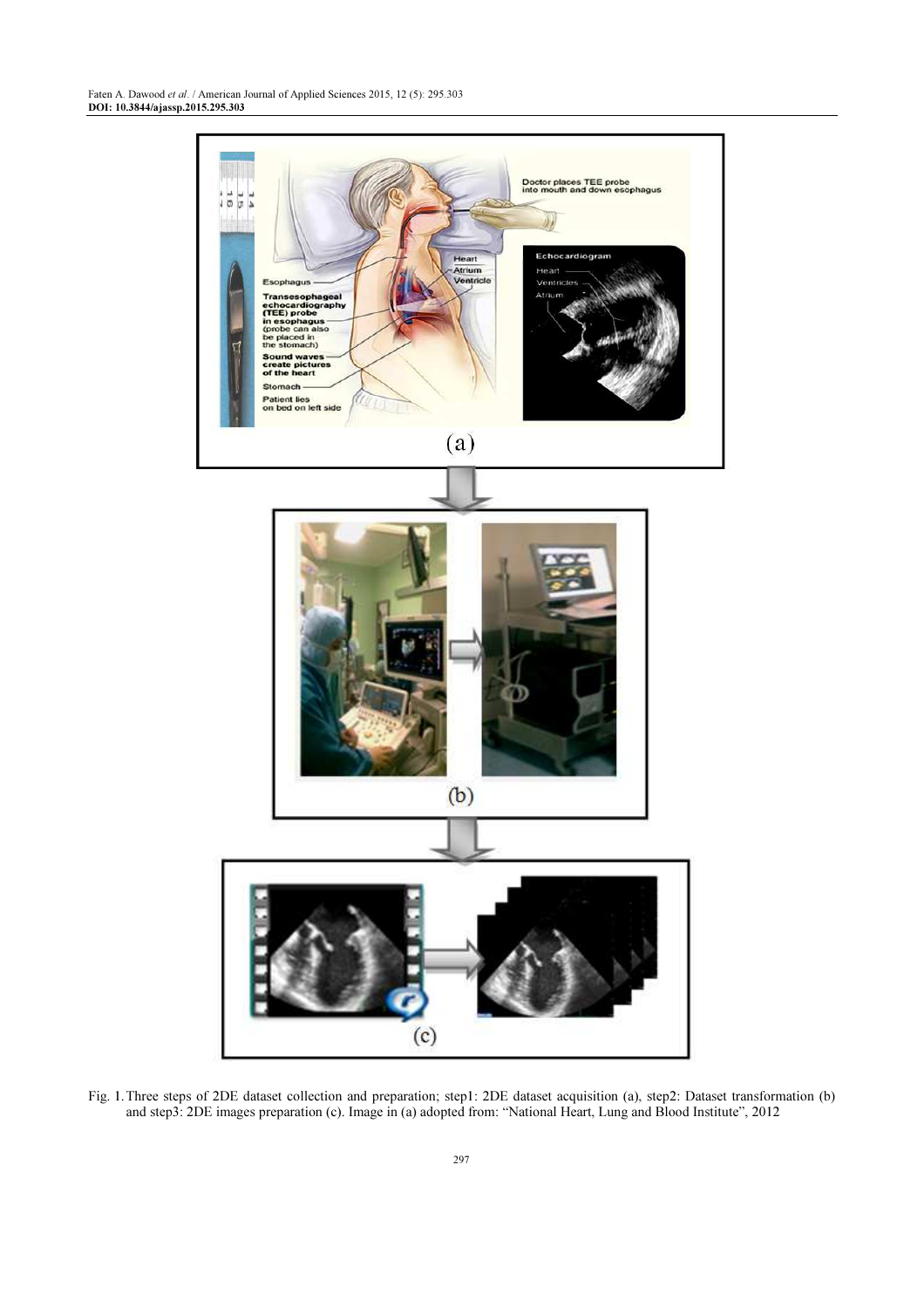Fig. 1. Three steps of 2DE dataset collection and preparation; step1: 2DE dataset acquisition (a), step2: Dataset transformation (b) and step3: 2DE images preparation (c). Image in (a) adopted from: "National Heart, Lung and Blood Institute", 2012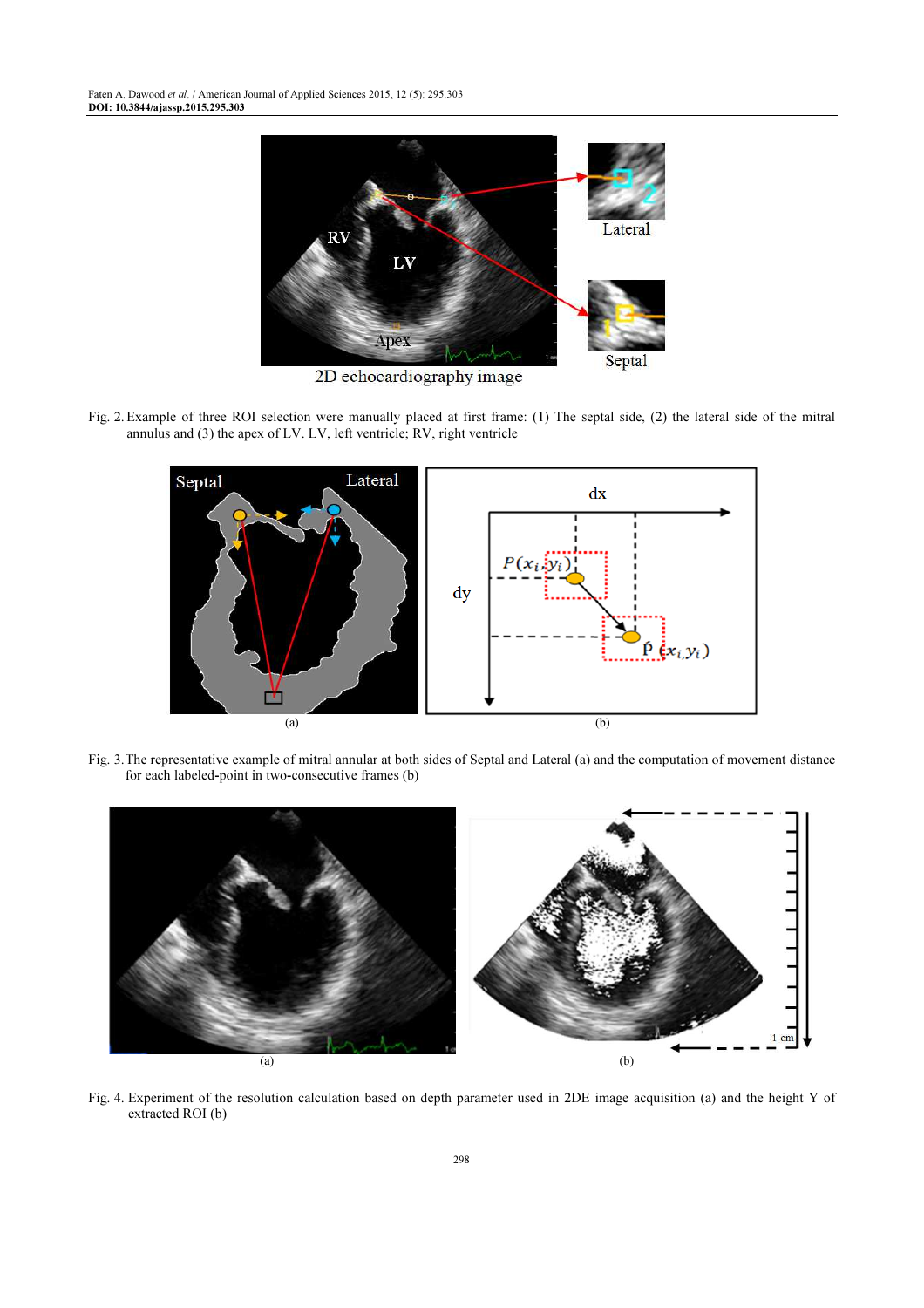Fig. 2. Example of three ROI selection were manually placed at first frame: (1) The septal side, (2) the lateral side of the mitral annulus and (3) the apex of LV. LV, left ventricle; RV, right ventricle

Fig. 3. The representative example of mitral annular at both sides of Septal and Lateral (a) and the computation of movement distance for each labeled-point in two-consecutive frames (b)

Fig. 4. Experiment of the resolution calculation based on depth parameter used in 2DE image acquisition (a) and the height Y of extracted ROI (b)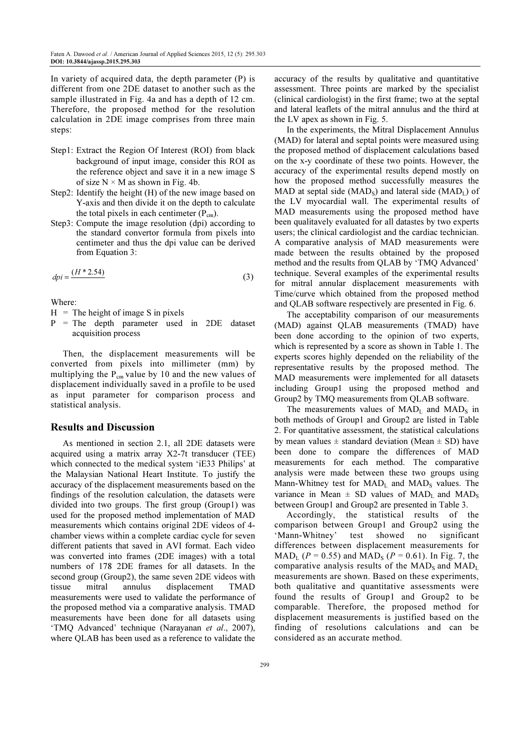In variety of acquired data, the depth parameter (P) is different from one 2DE dataset to another such as the sample illustrated in Fig. 4a and has a depth of 12 cm. Therefore, the proposed method for the resolution calculation in 2DE image comprises from three main steps:

- Step1: Extract the Region Of Interest (ROI) from black background of input image, consider this ROI as the reference object and save it in a new image S of size $N \times M$ as shown in Fig. 4b.
- Step2: Identify the height (H) of the new image based on Y-axis and then divide it on the depth to calculate the total pixels in each centimeter ($P_{cm}$).
- Step3: Compute the image resolution (dpi) according to the standard convertor formula from pixels into centimeter and thus the dpi value can be derived from Equation 3:

$$dpi = \frac{(H * 2.54)}{} \tag{3}$$

Where:

- H = The height of image S in pixels
- P = The depth parameter used in 2DE dataset acquisition process

Then, the displacement measurements will be converted from pixels into millimeter (mm) by multiplying the $P_{cm}$ value by 10 and the new values of displacement individually saved in a profile to be used as input parameter for comparison process and statistical analysis.

## Results and Discussion

As mentioned in section 2.1, all 2DE datasets were acquired using a matrix array X2-7t transducer (TEE) which connected to the medical system 'iE33 Philips' at the Malaysian National Heart Institute. To justify the accuracy of the displacement measurements based on the findings of the resolution calculation, the datasets were divided into two groups. The first group (Group1) was used for the proposed method implementation of MAD measurements which contains original 2DE videos of 4-chamber views within a complete cardiac cycle for seven different patients that saved in AVI format. Each video was converted into frames (2DE images) with a total numbers of 178 2DE frames for all datasets. In the second group (Group2), the same seven 2DE videos with tissue mitral annulus displacement TMAD measurements were used to validate the performance of the proposed method via a comparative analysis. TMAD measurements have been done for all datasets using 'TMQ Advanced' technique (Narayanan *et al*., 2007), where QLAB has been used as a reference to validate the accuracy of the results by qualitative and quantitative assessment. Three points are marked by the specialist (clinical cardiologist) in the first frame; two at the septal and lateral leaflets of the mitral annulus and the third at the LV apex as shown in Fig. 5.

In the experiments, the Mitral Displacement Annulus (MAD) for lateral and septal points were measured using the proposed method of displacement calculations based on the x-y coordinate of these two points. However, the accuracy of the experimental results depend mostly on how the proposed method successfully measures the MAD at septal side ($MAD_S$) and lateral side ($MAD_L$) of the LV myocardial wall. The experimental results of MAD measurements using the proposed method have been qualitatively evaluated for all datastes by two experts users; the clinical cardiologist and the cardiac technician. A comparative analysis of MAD measurements were made between the results obtained by the proposed method and the results from QLAB by 'TMQ Advanced' technique. Several examples of the experimental results for mitral annular displacement measurements with Time/curve which obtained from the proposed method and QLAB software respectively are presented in Fig. 6.

The acceptability comparison of our measurements (MAD) against QLAB measurements (TMAD) have been done according to the opinion of two experts, which is represented by a score as shown in Table 1. The experts scores highly depended on the reliability of the representative results by the proposed method. The MAD measurements were implemented for all datasets including Group1 using the proposed method and Group2 by TMQ measurements from QLAB software.

The measurements values of $MAD_L$ and $MAD_S$ in both methods of Group1 and Group2 are listed in Table 2. For quantitative assessment, the statistical calculations by mean values ± standard deviation (Mean ± SD) have been done to compare the differences of MAD measurements for each method. The comparative analysis were made between these two groups using Mann-Whitney test for $MAD_L$ and $MAD_S$ values. The variance in Mean ± SD values of $MAD_L$ and $MAD_S$ between Group1 and Group2 are presented in Table 3.

Accordingly, the statistical results of the comparison between Group1 and Group2 using the 'Mann-Whitney' test showed no significant differences between displacement measurements for $MAD_L$ ($P = 0.55$) and $MAD_S$ ($P = 0.61$). In Fig. 7, the comparative analysis results of the $MAD_S$ and $MAD_L$ measurements are shown. Based on these experiments, both qualitative and quantitative assessments were found the results of Group1 and Group2 to be comparable. Therefore, the proposed method for displacement measurements is justified based on the finding of resolutions calculations and can be considered as an accurate method.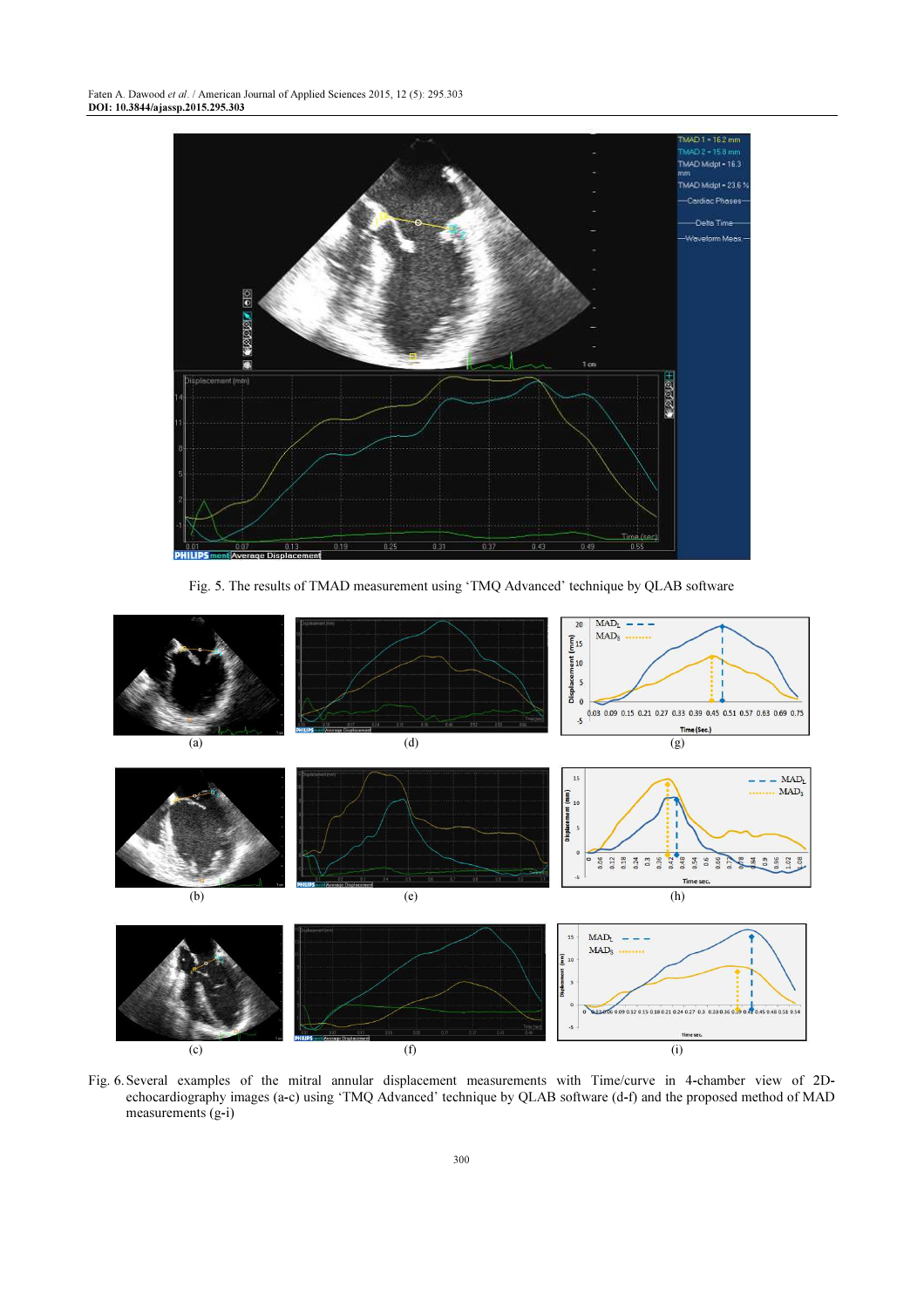Fig. 5. The results of TMAD measurement using 'TMQ Advanced' technique by QLAB software

Fig. 6. Several examples of the mitral annular displacement measurements with Time/curve in 4-chamber view of 2D-echocardiography images (a-c) using 'TMQ Advanced' technique by QLAB software (d-f) and the proposed method of MAD measurements (g-i)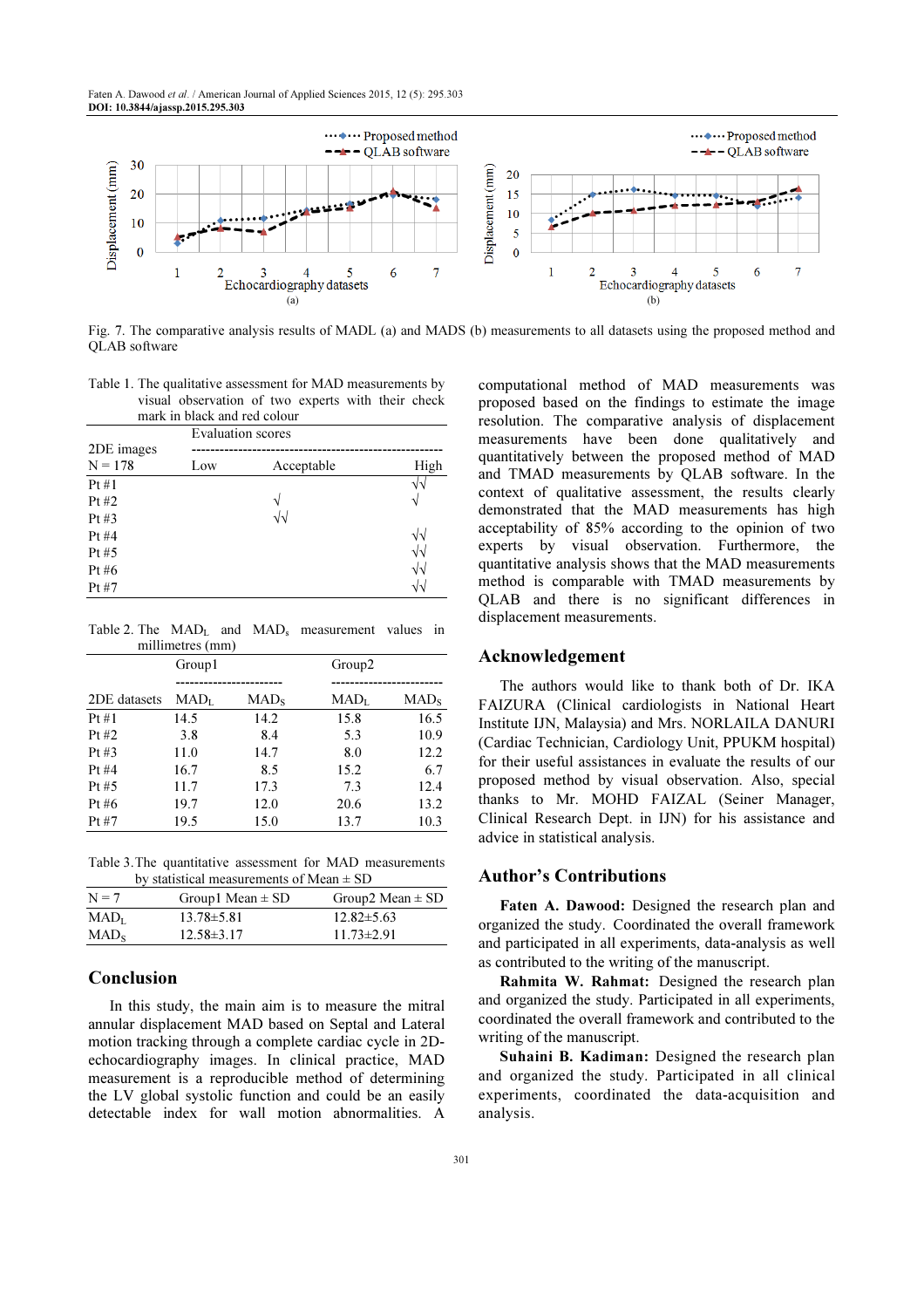Fig. 7. The comparative analysis results of MADL (a) and MADS (b) measurements to all datasets using the proposed method and QLAB software

Table 1. The qualitative assessment for MAD measurements by visual observation of two experts with their check mark in black and red colour

| 2DE images N = 178 | Evaluation scores | | |
|---|---|---|---|
| | Low | Acceptable | High |
| Pt #1 | | | √√ |
| Pt #2 | | √ | √ |
| Pt #3 | | √√ | |
| Pt #4 | | | √√ |
| Pt #5 | | | √√ |
| Pt #6 | | | √√ |
| Pt #7 | | | √√ |

Table 2. The $MAD_L$ and $MAD_s$ measurement values in millimetres (mm)

| | Group1 | | Group2 | |
|---|---|---|---|---|
| 2DE datasets | $MAD_L$ | $MAD_S$ | $MAD_L$ | $MAD_S$ |
| Pt #1 | 14.5 | 14.2 | 15.8 | 16.5 |
| Pt #2 | 3.8 | 8.4 | 5.3 | 10.9 |
| Pt #3 | 11.0 | 14.7 | 8.0 | 12.2 |
| Pt #4 | 16.7 | 8.5 | 15.2 | 6.7 |
| Pt #5 | 11.7 | 17.3 | 7.3 | 12.4 |
| Pt #6 | 19.7 | 12.0 | 20.6 | 13.2 |
| Pt #7 | 19.5 | 15.0 | 13.7 | 10.3 |

Table 3. The quantitative assessment for MAD measurements by statistical measurements of Mean ± SD

| N = 7 | Group1 Mean ± SD | Group2 Mean ± SD |
|---|---|---|
| $MAD_L$ | 13.78±5.81 | 12.82±5.63 |
| $MAD_S$ | 12.58±3.17 | 11.73±2.91 |

## Conclusion

In this study, the main aim is to measure the mitral annular displacement MAD based on Septal and Lateral motion tracking through a complete cardiac cycle in 2D-echocardiography images. In clinical practice, MAD measurement is a reproducible method of determining the LV global systolic function and could be an easily detectable index for wall motion abnormalities. A computational method of MAD measurements was proposed based on the findings to estimate the image resolution. The comparative analysis of displacement measurements have been done qualitatively and quantitatively between the proposed method of MAD and TMAD measurements by QLAB software. In the context of qualitative assessment, the results clearly demonstrated that the MAD measurements has high acceptability of 85% according to the opinion of two experts by visual observation. Furthermore, the quantitative analysis shows that the MAD measurements method is comparable with TMAD measurements by QLAB and there is no significant differences in displacement measurements.

## Acknowledgement

The authors would like to thank both of Dr. IKA FAIZURA (Clinical cardiologists in National Heart Institute IJN, Malaysia) and Mrs. NORLAILA DANURI (Cardiac Technician, Cardiology Unit, PPUKM hospital) for their useful assistances in evaluate the results of our proposed method by visual observation. Also, special thanks to Mr. MOHD FAIZAL (Seiner Manager, Clinical Research Dept. in IJN) for his assistance and advice in statistical analysis.

## Author's Contributions

**Faten A. Dawood:** Designed the research plan and organized the study. Coordinated the overall framework and participated in all experiments, data-analysis as well as contributed to the writing of the manuscript.

**Rahmita W. Rahmat:** Designed the research plan and organized the study. Participated in all experiments, coordinated the overall framework and contributed to the writing of the manuscript.

**Suhaini B. Kadiman:** Designed the research plan and organized the study. Participated in all clinical experiments, coordinated the data-acquisition and analysis.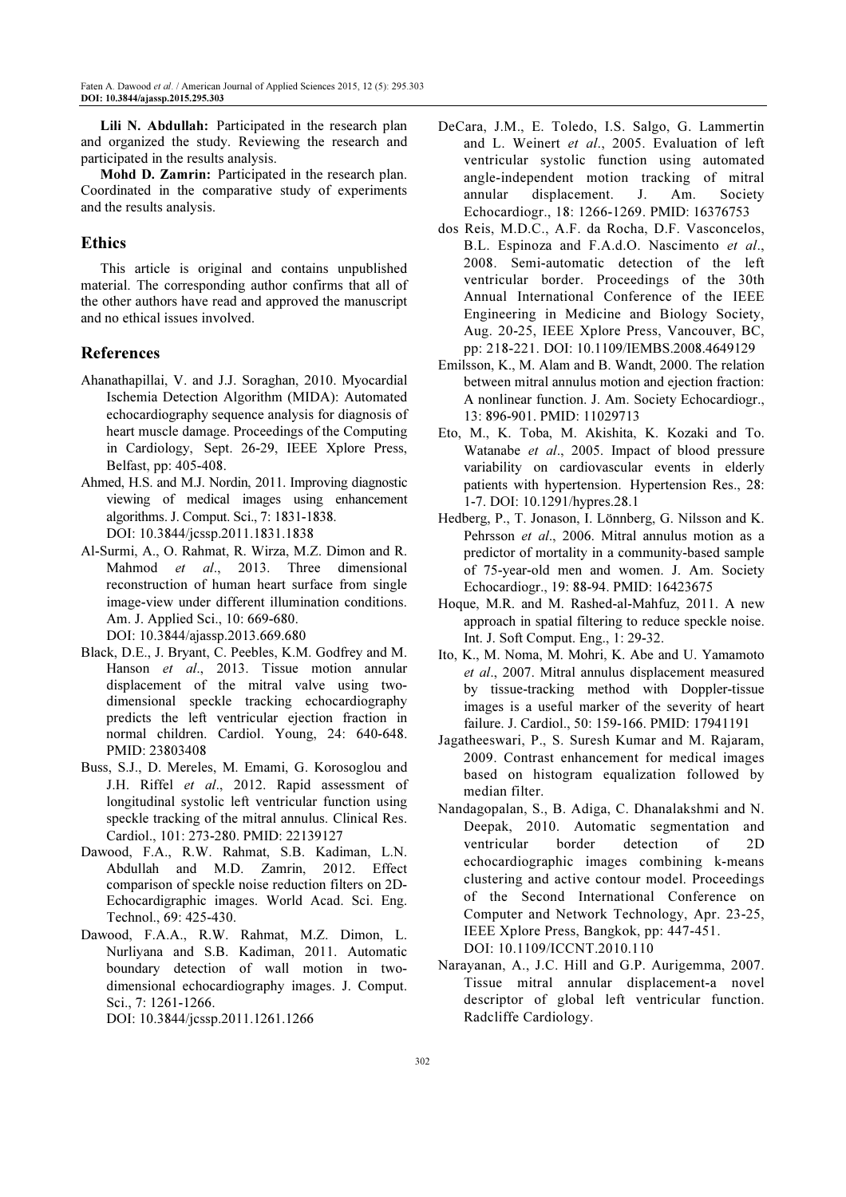**Lili N. Abdullah:** Participated in the research plan and organized the study. Reviewing the research and participated in the results analysis.

**Mohd D. Zamrin:** Participated in the research plan. Coordinated in the comparative study of experiments and the results analysis.

## Ethics

This article is original and contains unpublished material. The corresponding author confirms that all of the other authors have read and approved the manuscript and no ethical issues involved.

## References

Ahanathapillai, V. and J.J. Soraghan, 2010. Myocardial Ischemia Detection Algorithm (MIDA): Automated echocardiography sequence analysis for diagnosis of heart muscle damage. Proceedings of the Computing in Cardiology, Sept. 26-29, IEEE Xplore Press, Belfast, pp: 405-408.

Ahmed, H.S. and M.J. Nordin, 2011. Improving diagnostic viewing of medical images using enhancement algorithms. J. Comput. Sci., 7: 1831-1838. DOI: 10.3844/jcssp.2011.1831.1838

Al-Surmi, A., O. Rahmat, R. Wirza, M.Z. Dimon and R. Mahmod *et al*., 2013. Three dimensional reconstruction of human heart surface from single image-view under different illumination conditions. Am. J. Applied Sci., 10: 669-680. DOI: 10.3844/ajassp.2013.669.680

Black, D.E., J. Bryant, C. Peebles, K.M. Godfrey and M. Hanson *et al*., 2013. Tissue motion annular displacement of the mitral valve using two-dimensional speckle tracking echocardiography predicts the left ventricular ejection fraction in normal children. Cardiol. Young, 24: 640-648. PMID: 23803408

Buss, S.J., D. Mereles, M. Emami, G. Korosoglou and J.H. Riffel *et al*., 2012. Rapid assessment of longitudinal systolic left ventricular function using speckle tracking of the mitral annulus. Clinical Res. Cardiol., 101: 273-280. PMID: 22139127

Dawood, F.A., R.W. Rahmat, S.B. Kadiman, L.N. Abdullah and M.D. Zamrin, 2012. Effect comparison of speckle noise reduction filters on 2D-Echocardigraphic images. World Acad. Sci. Eng. Technol., 69: 425-430.

Dawood, F.A.A., R.W. Rahmat, M.Z. Dimon, L. Nurliyana and S.B. Kadiman, 2011. Automatic boundary detection of wall motion in two-dimensional echocardiography images. J. Comput. Sci., 7: 1261-1266. DOI: 10.3844/jcssp.2011.1261.1266

DeCara, J.M., E. Toledo, I.S. Salgo, G. Lammertin and L. Weinert *et al*., 2005. Evaluation of left ventricular systolic function using automated angle-independent motion tracking of mitral annular displacement. J. Am. Society Echocardiogr., 18: 1266-1269. PMID: 16376753

dos Reis, M.D.C., A.F. da Rocha, D.F. Vasconcelos, B.L. Espinoza and F.A.d.O. Nascimento *et al*., 2008. Semi-automatic detection of the left ventricular border. Proceedings of the 30th Annual International Conference of the IEEE Engineering in Medicine and Biology Society, Aug. 20-25, IEEE Xplore Press, Vancouver, BC, pp: 218-221. DOI: 10.1109/IEMBS.2008.4649129

Emilsson, K., M. Alam and B. Wandt, 2000. The relation between mitral annulus motion and ejection fraction: A nonlinear function. J. Am. Society Echocardiogr., 13: 896-901. PMID: 11029713

Eto, M., K. Toba, M. Akishita, K. Kozaki and To. Watanabe *et al*., 2005. Impact of blood pressure variability on cardiovascular events in elderly patients with hypertension. Hypertension Res., 28: 1-7. DOI: 10.1291/hypres.28.1

Hedberg, P., T. Jonason, I. Lönnberg, G. Nilsson and K. Pehrsson *et al*., 2006. Mitral annulus motion as a predictor of mortality in a community-based sample of 75-year-old men and women. J. Am. Society Echocardiogr., 19: 88-94. PMID: 16423675

Hoque, M.R. and M. Rashed-al-Mahfuz, 2011. A new approach in spatial filtering to reduce speckle noise. Int. J. Soft Comput. Eng., 1: 29-32.

Ito, K., M. Noma, M. Mohri, K. Abe and U. Yamamoto *et al*., 2007. Mitral annulus displacement measured by tissue-tracking method with Doppler-tissue images is a useful marker of the severity of heart failure. J. Cardiol., 50: 159-166. PMID: 17941191

Jagatheeswari, P., S. Suresh Kumar and M. Rajaram, 2009. Contrast enhancement for medical images based on histogram equalization followed by median filter.

Nandagopalan, S., B. Adiga, C. Dhanalakshmi and N. Deepak, 2010. Automatic segmentation and ventricular border detection of 2D echocardiographic images combining k-means clustering and active contour model. Proceedings of the Second International Conference on Computer and Network Technology, Apr. 23-25, IEEE Xplore Press, Bangkok, pp: 447-451. DOI: 10.1109/ICCNT.2010.110

Narayanan, A., J.C. Hill and G.P. Aurigemma, 2007. Tissue mitral annular displacement-a novel descriptor of global left ventricular function. Radcliffe Cardiology.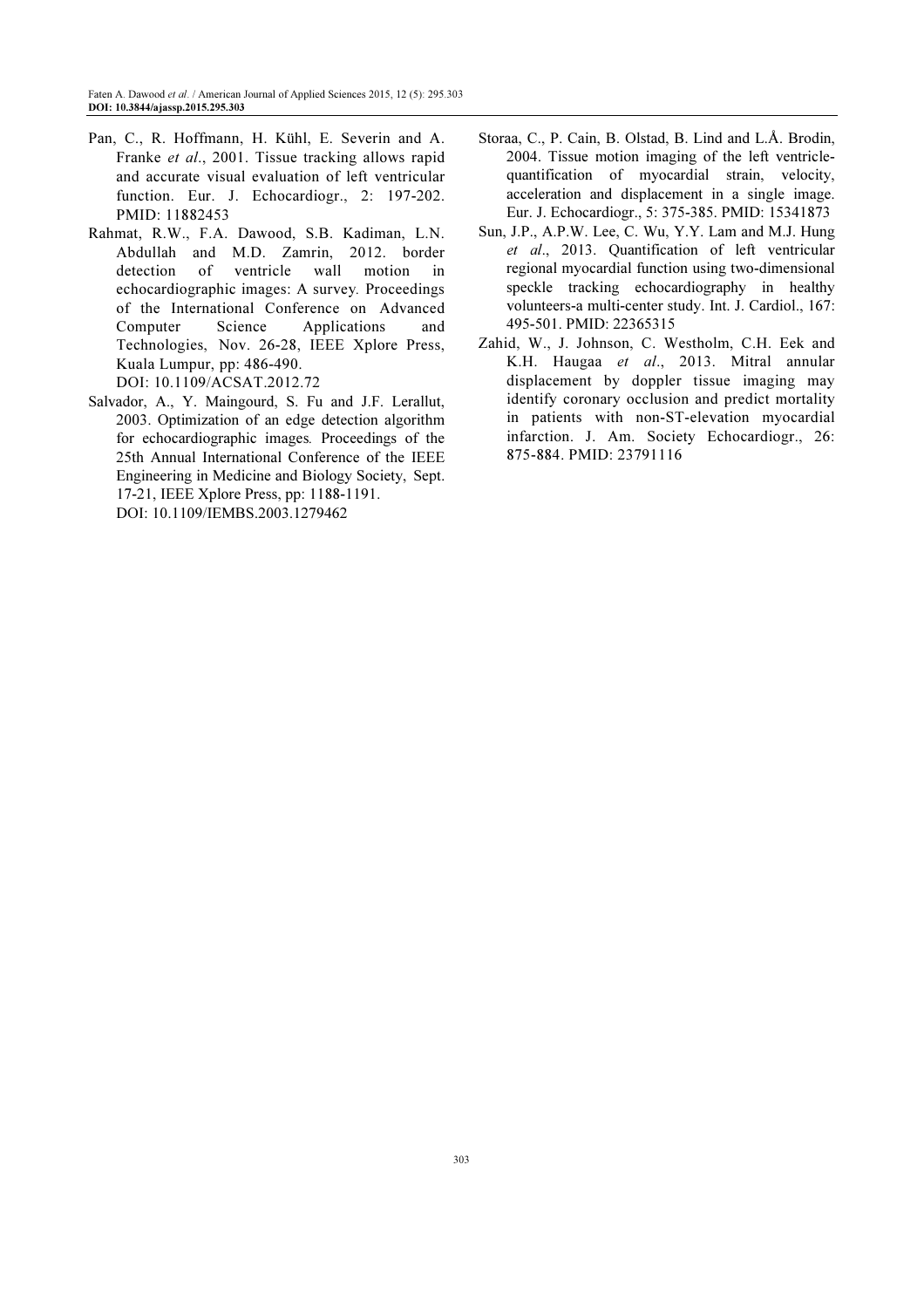Pan, C., R. Hoffmann, H. Kühl, E. Severin and A. Franke *et al*., 2001. Tissue tracking allows rapid and accurate visual evaluation of left ventricular function. Eur. J. Echocardiogr., 2: 197-202. PMID: 11882453

Rahmat, R.W., F.A. Dawood, S.B. Kadiman, L.N. Abdullah and M.D. Zamrin, 2012. border detection of ventricle wall motion in echocardiographic images: A survey. Proceedings of the International Conference on Advanced Computer Science Applications and Technologies, Nov. 26-28, IEEE Xplore Press, Kuala Lumpur, pp: 486-490. DOI: 10.1109/ACSAT.2012.72

Salvador, A., Y. Maingourd, S. Fu and J.F. Lerallut, 2003. Optimization of an edge detection algorithm for echocardiographic images. Proceedings of the 25th Annual International Conference of the IEEE Engineering in Medicine and Biology Society, Sept. 17-21, IEEE Xplore Press, pp: 1188-1191. DOI: 10.1109/IEMBS.2003.1279462

Storaa, C., P. Cain, B. Olstad, B. Lind and L.Å. Brodin, 2004. Tissue motion imaging of the left ventricle-quantification of myocardial strain, velocity, acceleration and displacement in a single image. Eur. J. Echocardiogr., 5: 375-385. PMID: 15341873

Sun, J.P., A.P.W. Lee, C. Wu, Y.Y. Lam and M.J. Hung *et al*., 2013. Quantification of left ventricular regional myocardial function using two-dimensional speckle tracking echocardiography in healthy volunteers-a multi-center study. Int. J. Cardiol., 167: 495-501. PMID: 22365315

Zahid, W., J. Johnson, C. Westholm, C.H. Eek and K.H. Haugaa *et al*., 2013. Mitral annular displacement by doppler tissue imaging may identify coronary occlusion and predict mortality in patients with non-ST-elevation myocardial infarction. J. Am. Society Echocardiogr., 26: 875-884. PMID: 23791116